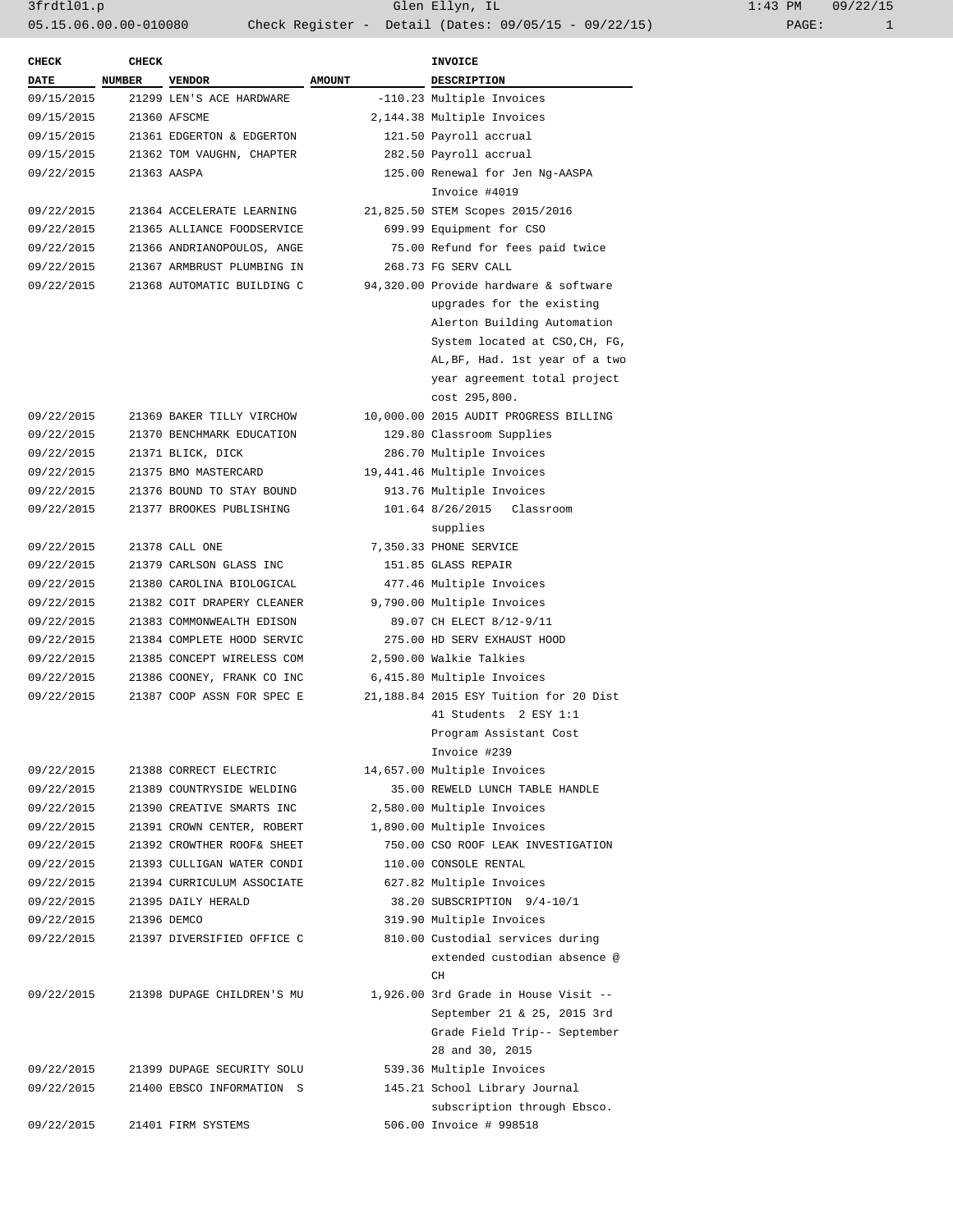| CHECK DATE | CHECK NUMBER | VENDOR | AMOUNT | INVOICE DESCRIPTION |
|---|---|---|---|---|
| 09/15/2015 | 21299 | LEN'S ACE HARDWARE | -110.23 | Multiple Invoices |
| 09/15/2015 | 21360 | AFSCME | 2,144.38 | Multiple Invoices |
| 09/15/2015 | 21361 | EDGERTON & EDGERTON | 121.50 | Payroll accrual |
| 09/15/2015 | 21362 | TOM VAUGHN, CHAPTER | 282.50 | Payroll accrual |
| 09/22/2015 | 21363 | AASPA | 125.00 | Renewal for Jen Ng-AASPA Invoice #4019 |
| 09/22/2015 | 21364 | ACCELERATE LEARNING | 21,825.50 | STEM Scopes 2015/2016 |
| 09/22/2015 | 21365 | ALLIANCE FOODSERVICE | 699.99 | Equipment for CSO |
| 09/22/2015 | 21366 | ANDRIANOPOULOS, ANGE | 75.00 | Refund for fees paid twice |
| 09/22/2015 | 21367 | ARMBRUST PLUMBING IN | 268.73 | FG SERV CALL |
| 09/22/2015 | 21368 | AUTOMATIC BUILDING C | 94,320.00 | Provide hardware & software upgrades for the existing Alerton Building Automation System located at CSO,CH, FG, AL,BF, Had. 1st year of a two year agreement total project cost 295,800. |
| 09/22/2015 | 21369 | BAKER TILLY VIRCHOW | 10,000.00 | 2015 AUDIT PROGRESS BILLING |
| 09/22/2015 | 21370 | BENCHMARK EDUCATION | 129.80 | Classroom Supplies |
| 09/22/2015 | 21371 | BLICK, DICK | 286.70 | Multiple Invoices |
| 09/22/2015 | 21375 | BMO MASTERCARD | 19,441.46 | Multiple Invoices |
| 09/22/2015 | 21376 | BOUND TO STAY BOUND | 913.76 | Multiple Invoices |
| 09/22/2015 | 21377 | BROOKES PUBLISHING | 101.64 | 8/26/2015 Classroom supplies |
| 09/22/2015 | 21378 | CALL ONE | 7,350.33 | PHONE SERVICE |
| 09/22/2015 | 21379 | CARLSON GLASS INC | 151.85 | GLASS REPAIR |
| 09/22/2015 | 21380 | CAROLINA BIOLOGICAL | 477.46 | Multiple Invoices |
| 09/22/2015 | 21382 | COIT DRAPERY CLEANER | 9,790.00 | Multiple Invoices |
| 09/22/2015 | 21383 | COMMONWEALTH EDISON | 89.07 | CH ELECT 8/12-9/11 |
| 09/22/2015 | 21384 | COMPLETE HOOD SERVIC | 275.00 | HD SERV EXHAUST HOOD |
| 09/22/2015 | 21385 | CONCEPT WIRELESS COM | 2,590.00 | Walkie Talkies |
| 09/22/2015 | 21386 | COONEY, FRANK CO INC | 6,415.80 | Multiple Invoices |
| 09/22/2015 | 21387 | COOP ASSN FOR SPEC E | 21,188.84 | 2015 ESY Tuition for 20 Dist 41 Students 2 ESY 1:1 Program Assistant Cost Invoice #239 |
| 09/22/2015 | 21388 | CORRECT ELECTRIC | 14,657.00 | Multiple Invoices |
| 09/22/2015 | 21389 | COUNTRYSIDE WELDING | 35.00 | REWELD LUNCH TABLE HANDLE |
| 09/22/2015 | 21390 | CREATIVE SMARTS INC | 2,580.00 | Multiple Invoices |
| 09/22/2015 | 21391 | CROWN CENTER, ROBERT | 1,890.00 | Multiple Invoices |
| 09/22/2015 | 21392 | CROWTHER ROOF& SHEET | 750.00 | CSO ROOF LEAK INVESTIGATION |
| 09/22/2015 | 21393 | CULLIGAN WATER CONDI | 110.00 | CONSOLE RENTAL |
| 09/22/2015 | 21394 | CURRICULUM ASSOCIATE | 627.82 | Multiple Invoices |
| 09/22/2015 | 21395 | DAILY HERALD | 38.20 | SUBSCRIPTION 9/4-10/1 |
| 09/22/2015 | 21396 | DEMCO | 319.90 | Multiple Invoices |
| 09/22/2015 | 21397 | DIVERSIFIED OFFICE C | 810.00 | Custodial services during extended custodian absence @ CH |
| 09/22/2015 | 21398 | DUPAGE CHILDREN'S MU | 1,926.00 | 3rd Grade in House Visit -- September 21 & 25, 2015 3rd Grade Field Trip-- September 28 and 30, 2015 |
| 09/22/2015 | 21399 | DUPAGE SECURITY SOLU | 539.36 | Multiple Invoices |
| 09/22/2015 | 21400 | EBSCO INFORMATION S | 145.21 | School Library Journal subscription through Ebsco. |
| 09/22/2015 | 21401 | FIRM SYSTEMS | 506.00 | Invoice # 998518 |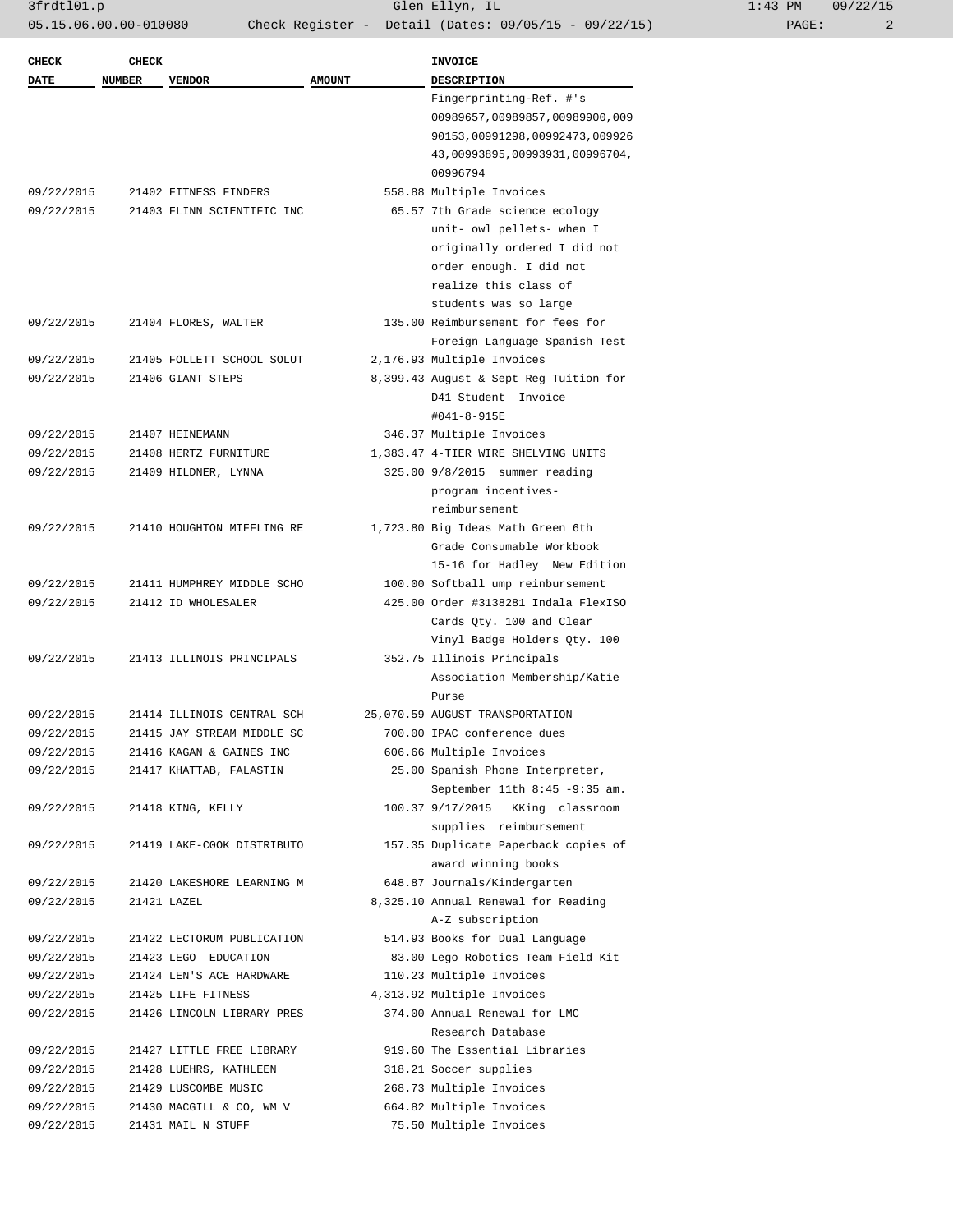| CHECK DATE | CHECK NUMBER | VENDOR | AMOUNT | INVOICE DESCRIPTION |
|---|---|---|---|---|
| | | | | Fingerprinting-Ref. #'s 00989657,00989857,00989900,00990153,00991298,00992473,00992643,00993895,00993931,00996704,00996794 |
| 09/22/2015 | 21402 | FITNESS FINDERS | 558.88 | Multiple Invoices |
| 09/22/2015 | 21403 | FLINN SCIENTIFIC INC | 65.57 | 7th Grade science ecology unit- owl pellets- when I originally ordered I did not order enough. I did not realize this class of students was so large |
| 09/22/2015 | 21404 | FLORES, WALTER | 135.00 | Reimbursement for fees for Foreign Language Spanish Test |
| 09/22/2015 | 21405 | FOLLETT SCHOOL SOLUT | 2,176.93 | Multiple Invoices |
| 09/22/2015 | 21406 | GIANT STEPS | 8,399.43 | August & Sept Reg Tuition for D41 Student Invoice #041-8-915E |
| 09/22/2015 | 21407 | HEINEMANN | 346.37 | Multiple Invoices |
| 09/22/2015 | 21408 | HERTZ FURNITURE | 1,383.47 | 4-TIER WIRE SHELVING UNITS |
| 09/22/2015 | 21409 | HILDNER, LYNNA | 325.00 | 9/8/2015 summer reading program incentives- reimbursement |
| 09/22/2015 | 21410 | HOUGHTON MIFFLING RE | 1,723.80 | Big Ideas Math Green 6th Grade Consumable Workbook 15-16 for Hadley New Edition |
| 09/22/2015 | 21411 | HUMPHREY MIDDLE SCHO | 100.00 | Softball ump reinbursement |
| 09/22/2015 | 21412 | ID WHOLESALER | 425.00 | Order #3138281 Indala FlexISO Cards Qty. 100 and Clear Vinyl Badge Holders Qty. 100 |
| 09/22/2015 | 21413 | ILLINOIS PRINCIPALS | 352.75 | Illinois Principals Association Membership/Katie Purse |
| 09/22/2015 | 21414 | ILLINOIS CENTRAL SCH | 25,070.59 | AUGUST TRANSPORTATION |
| 09/22/2015 | 21415 | JAY STREAM MIDDLE SC | 700.00 | IPAC conference dues |
| 09/22/2015 | 21416 | KAGAN & GAINES INC | 606.66 | Multiple Invoices |
| 09/22/2015 | 21417 | KHATTAB, FALASTIN | 25.00 | Spanish Phone Interpreter, September 11th 8:45 -9:35 am. |
| 09/22/2015 | 21418 | KING, KELLY | 100.37 | 9/17/2015 KKing classroom supplies reimbursement |
| 09/22/2015 | 21419 | LAKE-C0OK DISTRIBUTO | 157.35 | Duplicate Paperback copies of award winning books |
| 09/22/2015 | 21420 | LAKESHORE LEARNING M | 648.87 | Journals/Kindergarten |
| 09/22/2015 | 21421 | LAZEL | 8,325.10 | Annual Renewal for Reading A-Z subscription |
| 09/22/2015 | 21422 | LECTORUM PUBLICATION | 514.93 | Books for Dual Language |
| 09/22/2015 | 21423 | LEGO EDUCATION | 83.00 | Lego Robotics Team Field Kit |
| 09/22/2015 | 21424 | LEN'S ACE HARDWARE | 110.23 | Multiple Invoices |
| 09/22/2015 | 21425 | LIFE FITNESS | 4,313.92 | Multiple Invoices |
| 09/22/2015 | 21426 | LINCOLN LIBRARY PRES | 374.00 | Annual Renewal for LMC Research Database |
| 09/22/2015 | 21427 | LITTLE FREE LIBRARY | 919.60 | The Essential Libraries |
| 09/22/2015 | 21428 | LUEHRS, KATHLEEN | 318.21 | Soccer supplies |
| 09/22/2015 | 21429 | LUSCOMBE MUSIC | 268.73 | Multiple Invoices |
| 09/22/2015 | 21430 | MACGILL & CO, WM V | 664.82 | Multiple Invoices |
| 09/22/2015 | 21431 | MAIL N STUFF | 75.50 | Multiple Invoices |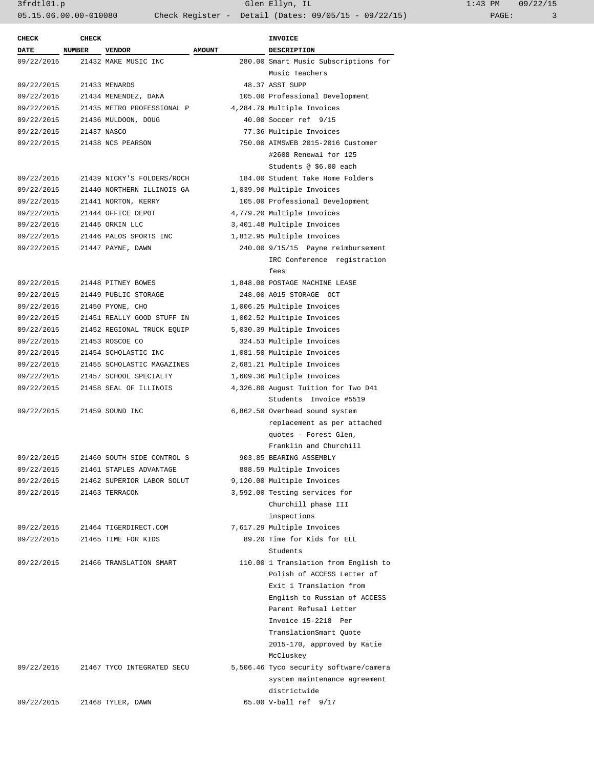| CHECK DATE | CHECK NUMBER | VENDOR | AMOUNT | INVOICE DESCRIPTION |
|---|---|---|---|---|
| 09/22/2015 | 21432 | MAKE MUSIC INC | 280.00 | Smart Music Subscriptions for Music Teachers |
| 09/22/2015 | 21433 | MENARDS | 48.37 | ASST SUPP |
| 09/22/2015 | 21434 | MENENDEZ, DANA | 105.00 | Professional Development |
| 09/22/2015 | 21435 | METRO PROFESSIONAL P | 4,284.79 | Multiple Invoices |
| 09/22/2015 | 21436 | MULDOON, DOUG | 40.00 | Soccer ref 9/15 |
| 09/22/2015 | 21437 | NASCO | 77.36 | Multiple Invoices |
| 09/22/2015 | 21438 | NCS PEARSON | 750.00 | AIMSWEB 2015-2016 Customer #2608 Renewal for 125 Students @ $6.00 each |
| 09/22/2015 | 21439 | NICKY'S FOLDERS/ROCH | 184.00 | Student Take Home Folders |
| 09/22/2015 | 21440 | NORTHERN ILLINOIS GA | 1,039.90 | Multiple Invoices |
| 09/22/2015 | 21441 | NORTON, KERRY | 105.00 | Professional Development |
| 09/22/2015 | 21444 | OFFICE DEPOT | 4,779.20 | Multiple Invoices |
| 09/22/2015 | 21445 | ORKIN LLC | 3,401.48 | Multiple Invoices |
| 09/22/2015 | 21446 | PALOS SPORTS INC | 1,812.95 | Multiple Invoices |
| 09/22/2015 | 21447 | PAYNE, DAWN | 240.00 | 9/15/15 Payne reimbursement IRC Conference registration fees |
| 09/22/2015 | 21448 | PITNEY BOWES | 1,848.00 | POSTAGE MACHINE LEASE |
| 09/22/2015 | 21449 | PUBLIC STORAGE | 248.00 | A015 STORAGE OCT |
| 09/22/2015 | 21450 | PYONE, CHO | 1,006.25 | Multiple Invoices |
| 09/22/2015 | 21451 | REALLY GOOD STUFF IN | 1,002.52 | Multiple Invoices |
| 09/22/2015 | 21452 | REGIONAL TRUCK EQUIP | 5,030.39 | Multiple Invoices |
| 09/22/2015 | 21453 | ROSCOE CO | 324.53 | Multiple Invoices |
| 09/22/2015 | 21454 | SCHOLASTIC INC | 1,081.50 | Multiple Invoices |
| 09/22/2015 | 21455 | SCHOLASTIC MAGAZINES | 2,681.21 | Multiple Invoices |
| 09/22/2015 | 21457 | SCHOOL SPECIALTY | 1,609.36 | Multiple Invoices |
| 09/22/2015 | 21458 | SEAL OF ILLINOIS | 4,326.80 | August Tuition for Two D41 Students Invoice #5519 |
| 09/22/2015 | 21459 | SOUND INC | 6,862.50 | Overhead sound system replacement as per attached quotes - Forest Glen, Franklin and Churchill |
| 09/22/2015 | 21460 | SOUTH SIDE CONTROL S | 903.85 | BEARING ASSEMBLY |
| 09/22/2015 | 21461 | STAPLES ADVANTAGE | 888.59 | Multiple Invoices |
| 09/22/2015 | 21462 | SUPERIOR LABOR SOLUT | 9,120.00 | Multiple Invoices |
| 09/22/2015 | 21463 | TERRACON | 3,592.00 | Testing services for Churchill phase III inspections |
| 09/22/2015 | 21464 | TIGERDIRECT.COM | 7,617.29 | Multiple Invoices |
| 09/22/2015 | 21465 | TIME FOR KIDS | 89.20 | Time for Kids for ELL Students |
| 09/22/2015 | 21466 | TRANSLATION SMART | 110.00 | 1 Translation from English to Polish of ACCESS Letter of Exit 1 Translation from English to Russian of ACCESS Parent Refusal Letter Invoice 15-2218 Per TranslationSmart Quote 2015-170, approved by Katie McCluskey |
| 09/22/2015 | 21467 | TYCO INTEGRATED SECU | 5,506.46 | Tyco security software/camera system maintenance agreement districtwide |
| 09/22/2015 | 21468 | TYLER, DAWN | 65.00 | V-ball ref 9/17 |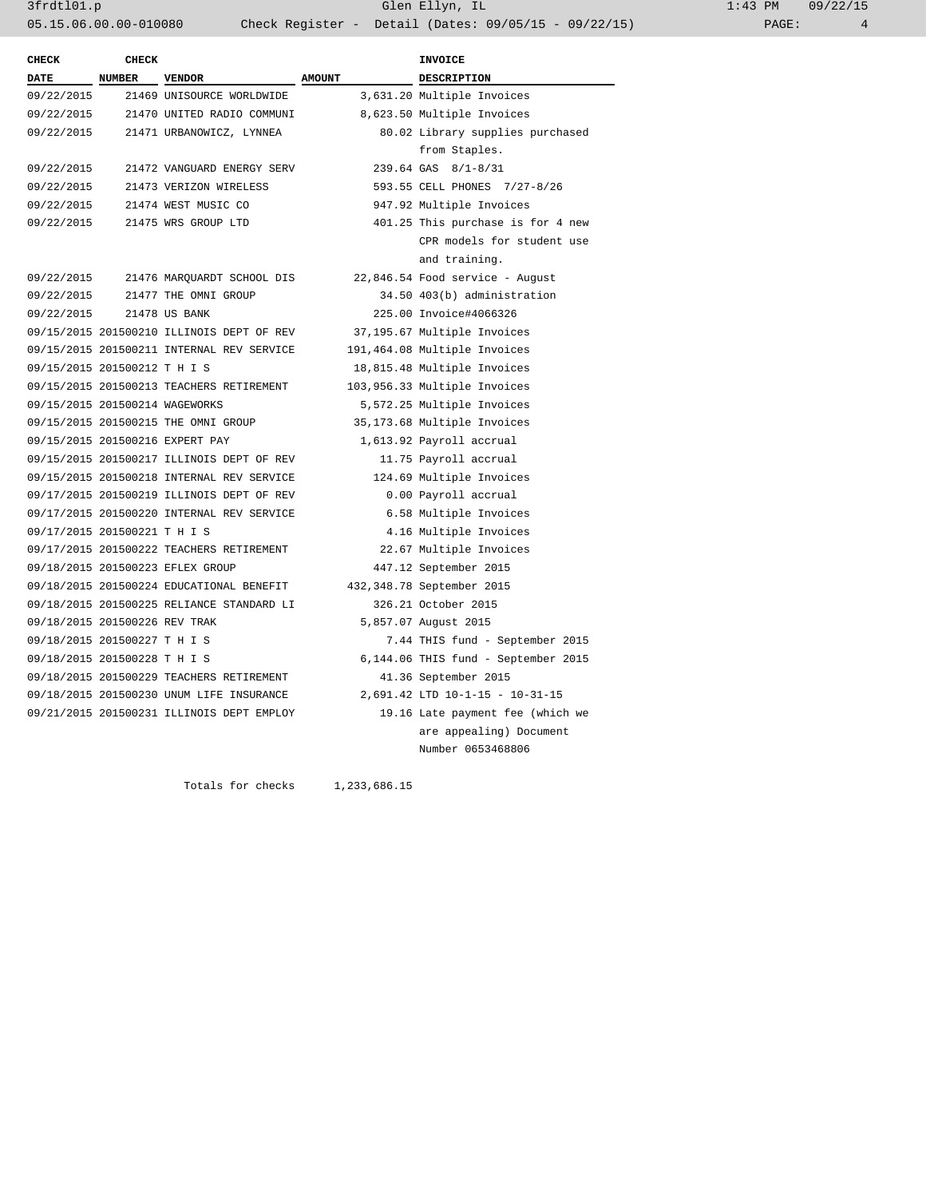| CHECK DATE | CHECK NUMBER | VENDOR | AMOUNT | INVOICE DESCRIPTION |
|---|---|---|---|---|
| 09/22/2015 | 21469 | UNISOURCE WORLDWIDE | 3,631.20 | Multiple Invoices |
| 09/22/2015 | 21470 | UNITED RADIO COMMUNI | 8,623.50 | Multiple Invoices |
| 09/22/2015 | 21471 | URBANOWICZ, LYNNEA | 80.02 | Library supplies purchased from Staples. |
| 09/22/2015 | 21472 | VANGUARD ENERGY SERV | 239.64 | GAS 8/1-8/31 |
| 09/22/2015 | 21473 | VERIZON WIRELESS | 593.55 | CELL PHONES 7/27-8/26 |
| 09/22/2015 | 21474 | WEST MUSIC CO | 947.92 | Multiple Invoices |
| 09/22/2015 | 21475 | WRS GROUP LTD | 401.25 | This purchase is for 4 new CPR models for student use and training. |
| 09/22/2015 | 21476 | MARQUARDT SCHOOL DIS | 22,846.54 | Food service - August |
| 09/22/2015 | 21477 | THE OMNI GROUP | 34.50 | 403(b) administration |
| 09/22/2015 | 21478 | US BANK | 225.00 | Invoice#4066326 |
| 09/15/2015 | 201500210 | ILLINOIS DEPT OF REV | 37,195.67 | Multiple Invoices |
| 09/15/2015 | 201500211 | INTERNAL REV SERVICE | 191,464.08 | Multiple Invoices |
| 09/15/2015 | 201500212 | T H I S | 18,815.48 | Multiple Invoices |
| 09/15/2015 | 201500213 | TEACHERS RETIREMENT | 103,956.33 | Multiple Invoices |
| 09/15/2015 | 201500214 | WAGEWORKS | 5,572.25 | Multiple Invoices |
| 09/15/2015 | 201500215 | THE OMNI GROUP | 35,173.68 | Multiple Invoices |
| 09/15/2015 | 201500216 | EXPERT PAY | 1,613.92 | Payroll accrual |
| 09/15/2015 | 201500217 | ILLINOIS DEPT OF REV | 11.75 | Payroll accrual |
| 09/15/2015 | 201500218 | INTERNAL REV SERVICE | 124.69 | Multiple Invoices |
| 09/17/2015 | 201500219 | ILLINOIS DEPT OF REV | 0.00 | Payroll accrual |
| 09/17/2015 | 201500220 | INTERNAL REV SERVICE | 6.58 | Multiple Invoices |
| 09/17/2015 | 201500221 | T H I S | 4.16 | Multiple Invoices |
| 09/17/2015 | 201500222 | TEACHERS RETIREMENT | 22.67 | Multiple Invoices |
| 09/18/2015 | 201500223 | EFLEX GROUP | 447.12 | September 2015 |
| 09/18/2015 | 201500224 | EDUCATIONAL BENEFIT | 432,348.78 | September 2015 |
| 09/18/2015 | 201500225 | RELIANCE STANDARD LI | 326.21 | October 2015 |
| 09/18/2015 | 201500226 | REV TRAK | 5,857.07 | August 2015 |
| 09/18/2015 | 201500227 | T H I S | 7.44 | THIS fund - September 2015 |
| 09/18/2015 | 201500228 | T H I S | 6,144.06 | THIS fund - September 2015 |
| 09/18/2015 | 201500229 | TEACHERS RETIREMENT | 41.36 | September 2015 |
| 09/18/2015 | 201500230 | UNUM LIFE INSURANCE | 2,691.42 | LTD 10-1-15 - 10-31-15 |
| 09/21/2015 | 201500231 | ILLINOIS DEPT EMPLOY | 19.16 | Late payment fee (which we are appealing) Document Number 0653468806 |
| | | Totals for checks | 1,233,686.15 | |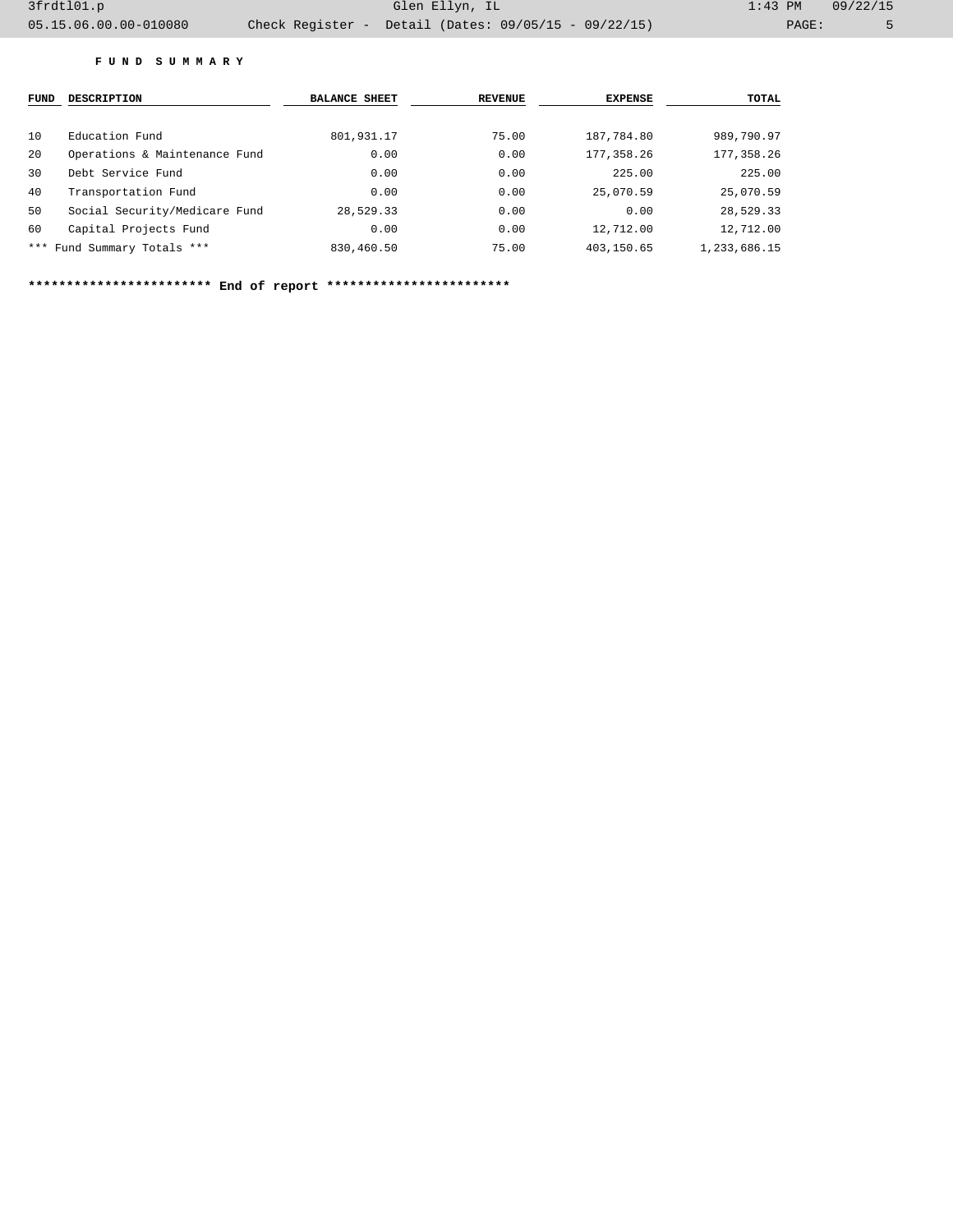**F U N D   S U M M A R Y**

| FUND | DESCRIPTION | BALANCE SHEET | REVENUE | EXPENSE | TOTAL |
|---|---|---|---|---|---|
| 10 | Education Fund | 801,931.17 | 75.00 | 187,784.80 | 989,790.97 |
| 20 | Operations & Maintenance Fund | 0.00 | 0.00 | 177,358.26 | 177,358.26 |
| 30 | Debt Service Fund | 0.00 | 0.00 | 225.00 | 225.00 |
| 40 | Transportation Fund | 0.00 | 0.00 | 25,070.59 | 25,070.59 |
| 50 | Social Security/Medicare Fund | 28,529.33 | 0.00 | 0.00 | 28,529.33 |
| 60 | Capital Projects Fund | 0.00 | 0.00 | 12,712.00 | 12,712.00 |
| *** Fund Summary Totals *** | | 830,460.50 | 75.00 | 403,150.65 | 1,233,686.15 |

************************ **End of report** ************************